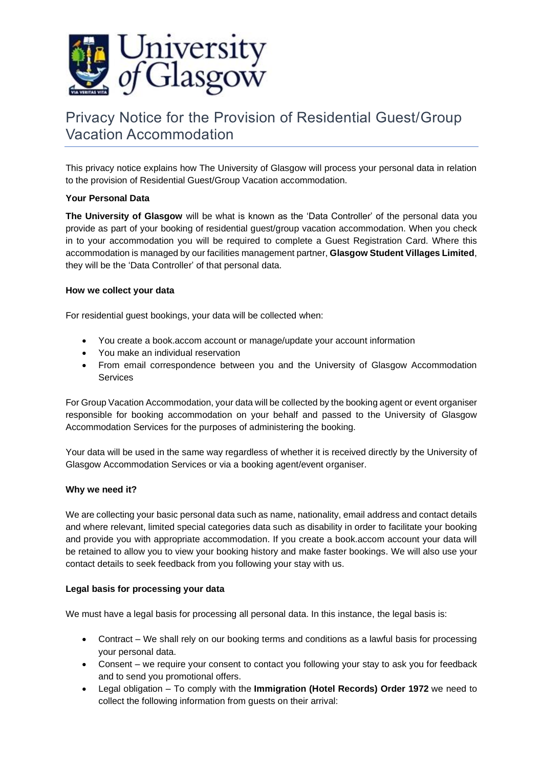# Privacy Notice for the Provision of Residential Guest/Group Vacation Accommodation

This privacy notice explains how The University of Glasgow will process your personal data in relation to the provision of Residential Guest/Group Vacation accommodation.

**Your Personal Data**

**The University of Glasgow** will be what is known as the 'Data Controller' of the personal data you provide as part of your booking of residential guest/group vacation accommodation. When you check in to your accommodation you will be required to complete a Guest Registration Card. Where this accommodation is managed by our facilities management partner, **Glasgow Student Villages Limited**, they will be the 'Data Controller' of that personal data.

**How we collect your data**

For residential guest bookings, your data will be collected when:

- You create a book.accom account or manage/update your account information
- You make an individual reservation
- From email correspondence between you and the University of Glasgow Accommodation Services

For Group Vacation Accommodation, your data will be collected by the booking agent or event organiser responsible for booking accommodation on your behalf and passed to the University of Glasgow Accommodation Services for the purposes of administering the booking.

Your data will be used in the same way regardless of whether it is received directly by the University of Glasgow Accommodation Services or via a booking agent/event organiser.

**Why we need it?**

We are collecting your basic personal data such as name, nationality, email address and contact details and where relevant, limited special categories data such as disability in order to facilitate your booking and provide you with appropriate accommodation. If you create a book.accom account your data will be retained to allow you to view your booking history and make faster bookings. We will also use your contact details to seek feedback from you following your stay with us.

**Legal basis for processing your data**

We must have a legal basis for processing all personal data. In this instance, the legal basis is:

- Contract – We shall rely on our booking terms and conditions as a lawful basis for processing your personal data.
- Consent – we require your consent to contact you following your stay to ask you for feedback and to send you promotional offers.
- Legal obligation – To comply with the **Immigration (Hotel Records) Order 1972** we need to collect the following information from guests on their arrival: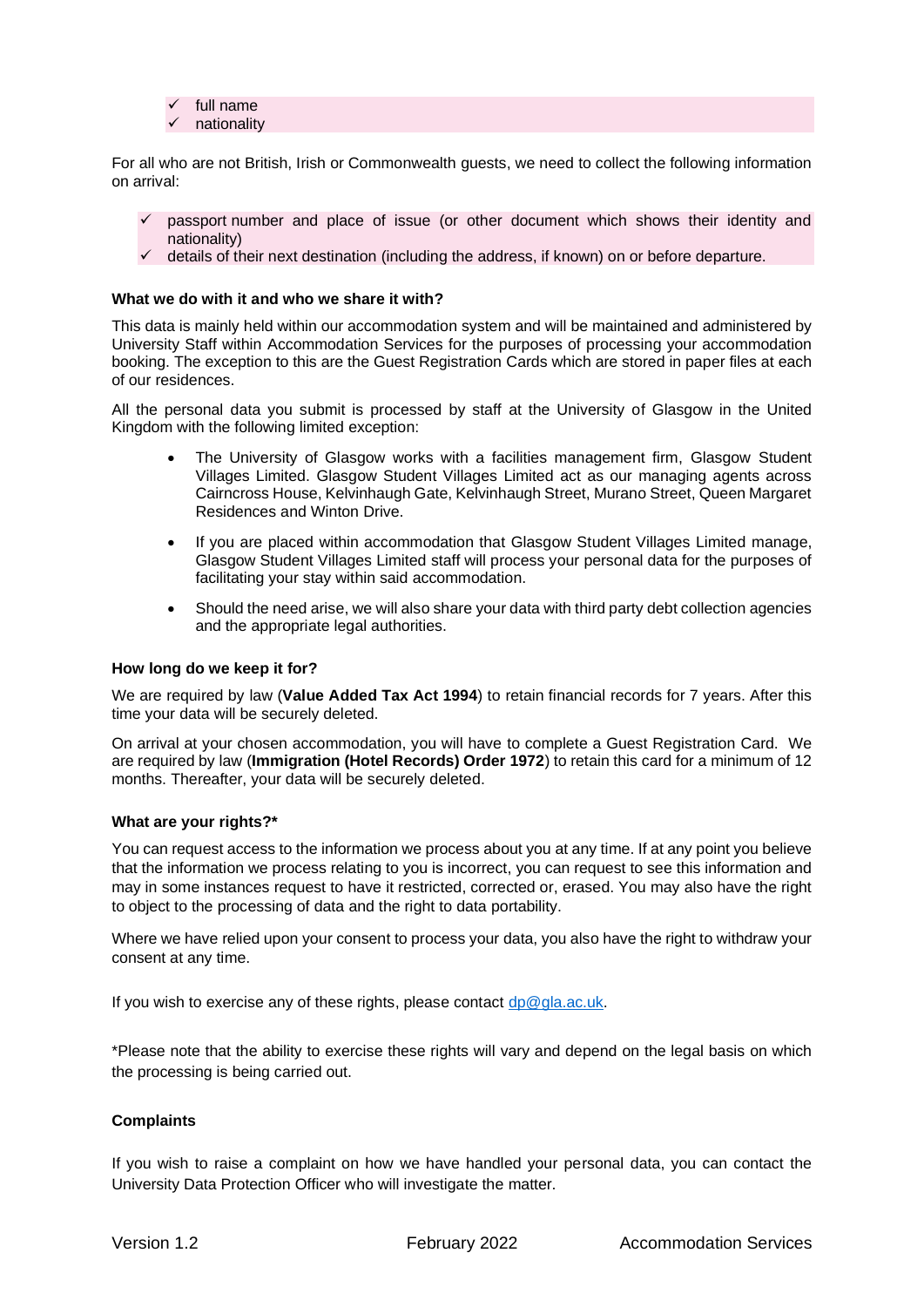- ✓ full name
- ✓ nationality

For all who are not British, Irish or Commonwealth guests, we need to collect the following information on arrival:

- ✓ passport number and place of issue (or other document which shows their identity and nationality)
- ✓ details of their next destination (including the address, if known) on or before departure.

**What we do with it and who we share it with?**

This data is mainly held within our accommodation system and will be maintained and administered by University Staff within Accommodation Services for the purposes of processing your accommodation booking. The exception to this are the Guest Registration Cards which are stored in paper files at each of our residences.

All the personal data you submit is processed by staff at the University of Glasgow in the United Kingdom with the following limited exception:

- The University of Glasgow works with a facilities management firm, Glasgow Student Villages Limited. Glasgow Student Villages Limited act as our managing agents across Cairncross House, Kelvinhaugh Gate, Kelvinhaugh Street, Murano Street, Queen Margaret Residences and Winton Drive.
- If you are placed within accommodation that Glasgow Student Villages Limited manage, Glasgow Student Villages Limited staff will process your personal data for the purposes of facilitating your stay within said accommodation.
- Should the need arise, we will also share your data with third party debt collection agencies and the appropriate legal authorities.

**How long do we keep it for?**

We are required by law (**Value Added Tax Act 1994**) to retain financial records for 7 years. After this time your data will be securely deleted.

On arrival at your chosen accommodation, you will have to complete a Guest Registration Card. We are required by law (**Immigration (Hotel Records) Order 1972**) to retain this card for a minimum of 12 months. Thereafter, your data will be securely deleted.

**What are your rights?***

You can request access to the information we process about you at any time. If at any point you believe that the information we process relating to you is incorrect, you can request to see this information and may in some instances request to have it restricted, corrected or, erased. You may also have the right to object to the processing of data and the right to data portability.

Where we have relied upon your consent to process your data, you also have the right to withdraw your consent at any time.

If you wish to exercise any of these rights, please contact dp@gla.ac.uk.

*Please note that the ability to exercise these rights will vary and depend on the legal basis on which the processing is being carried out.

**Complaints**

If you wish to raise a complaint on how we have handled your personal data, you can contact the University Data Protection Officer who will investigate the matter.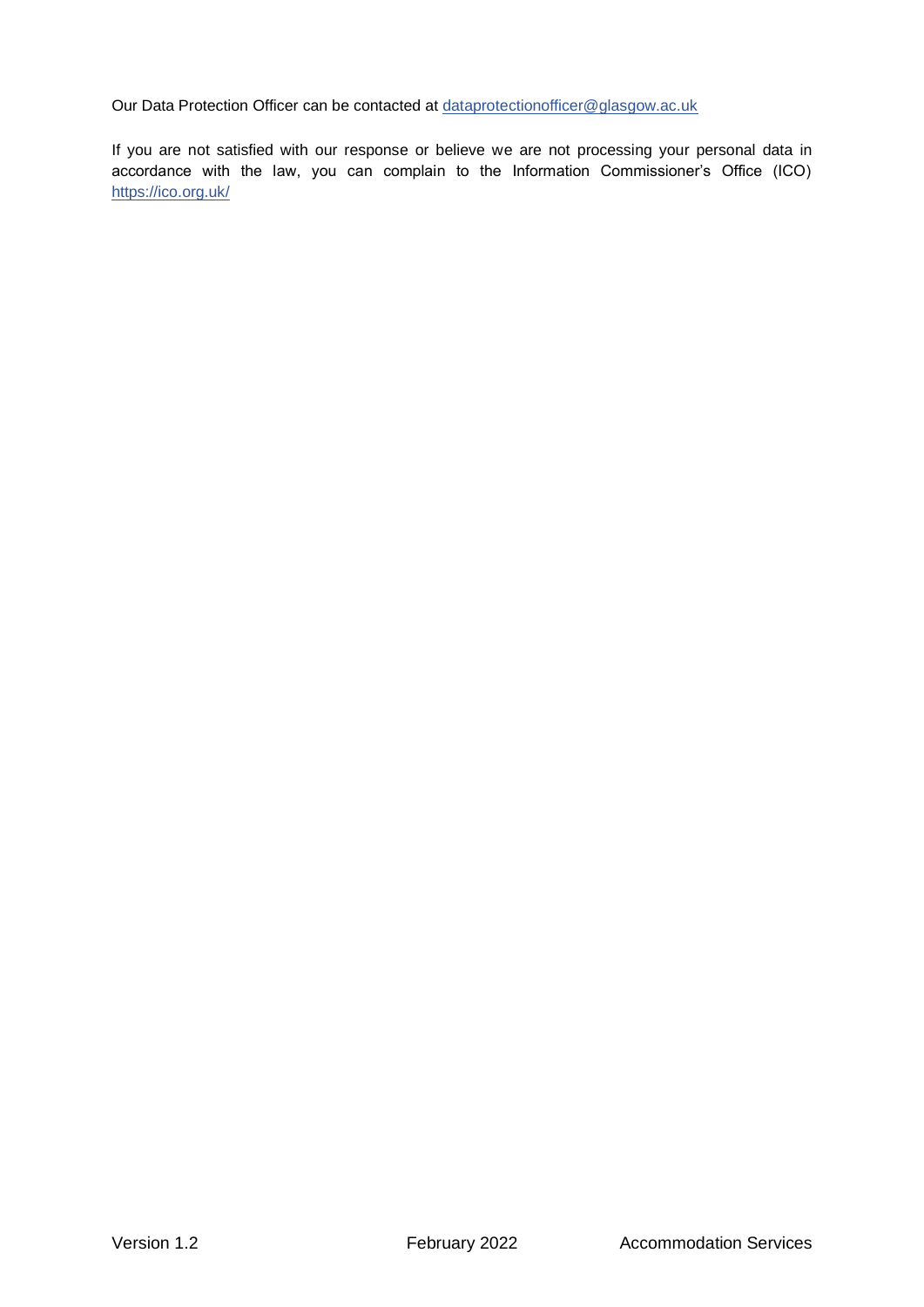Our Data Protection Officer can be contacted at dataprotectionofficer@glasgow.ac.uk

If you are not satisfied with our response or believe we are not processing your personal data in accordance with the law, you can complain to the Information Commissioner's Office (ICO) https://ico.org.uk/